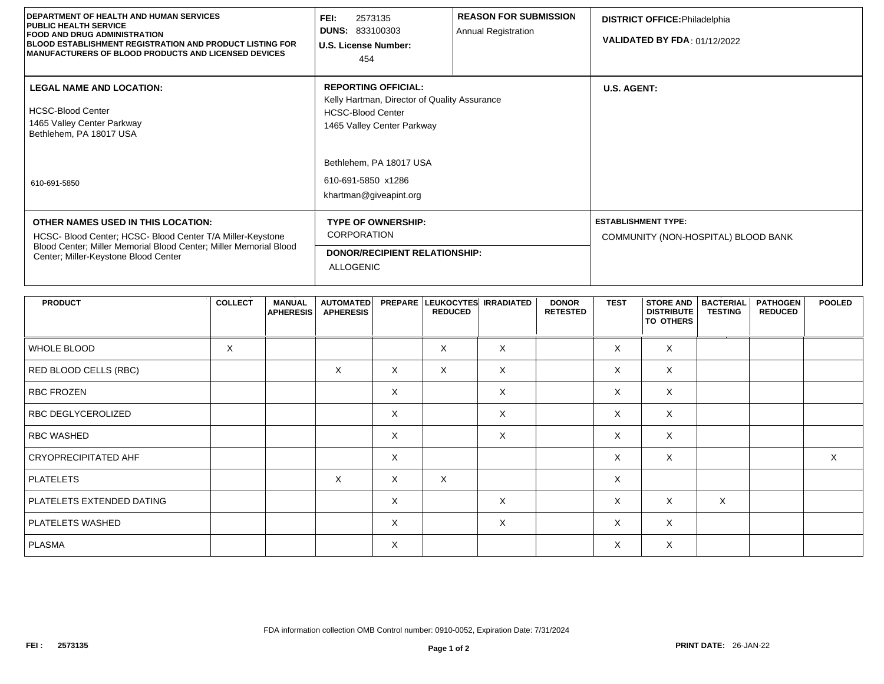**DEPARTMENT OF HEALTH AND HUMAN SERVICES**
**PUBLIC HEALTH SERVICE**
**FOOD AND DRUG ADMINISTRATION**
**BLOOD ESTABLISHMENT REGISTRATION AND PRODUCT LISTING FOR MANUFACTURERS OF BLOOD PRODUCTS AND LICENSED DEVICES**

**FEI:** 2573135
**DUNS:** 833100303
**U.S. License Number:** 454

**REASON FOR SUBMISSION**
Annual Registration

**DISTRICT OFFICE:** Philadelphia
**VALIDATED BY FDA**: 01/12/2022

**LEGAL NAME AND LOCATION:**

HCSC-Blood Center
1465 Valley Center Parkway
Bethlehem, PA 18017 USA

610-691-5850

**REPORTING OFFICIAL:**
Kelly Hartman, Director of Quality Assurance
HCSC-Blood Center
1465 Valley Center Parkway

Bethlehem, PA 18017 USA
610-691-5850 x1286
khartman@giveapint.org

**U.S. AGENT:**

**OTHER NAMES USED IN THIS LOCATION:**
HCSC- Blood Center; HCSC- Blood Center T/A Miller-Keystone Blood Center; Miller Memorial Blood Center; Miller Memorial Blood Center; Miller-Keystone Blood Center

**TYPE OF OWNERSHIP:**
CORPORATION

**DONOR/RECIPIENT RELATIONSHIP:**
ALLOGENIC

**ESTABLISHMENT TYPE:**
COMMUNITY (NON-HOSPITAL) BLOOD BANK

| PRODUCT | COLLECT | MANUAL APHERESIS | AUTOMATED APHERESIS | PREPARE | LEUKOCYTES REDUCED | IRRADIATED | DONOR RETESTED | TEST | STORE AND DISTRIBUTE TO OTHERS | BACTERIAL TESTING | PATHOGEN REDUCED | POOLED |
|---|---|---|---|---|---|---|---|---|---|---|---|---|
| WHOLE BLOOD | X | | | | X | X | | X | X | | | |
| RED BLOOD CELLS (RBC) | | | X | X | X | X | | X | X | | | |
| RBC FROZEN | | | | X | | X | | X | X | | | |
| RBC DEGLYCEROLIZED | | | | X | | X | | X | X | | | |
| RBC WASHED | | | | X | | X | | X | X | | | |
| CRYOPRECIPITATED AHF | | | | X | | | | X | X | | | X |
| PLATELETS | | | X | X | X | | | X | | | | |
| PLATELETS EXTENDED DATING | | | | X | | X | | X | X | X | | |
| PLATELETS WASHED | | | | X | | X | | X | X | | | |
| PLASMA | | | | X | | | | X | X | | | |

FDA information collection OMB Control number: 0910-0052, Expiration Date: 7/31/2024

**FEI :** 2573135

**PRINT DATE:** 26-JAN-22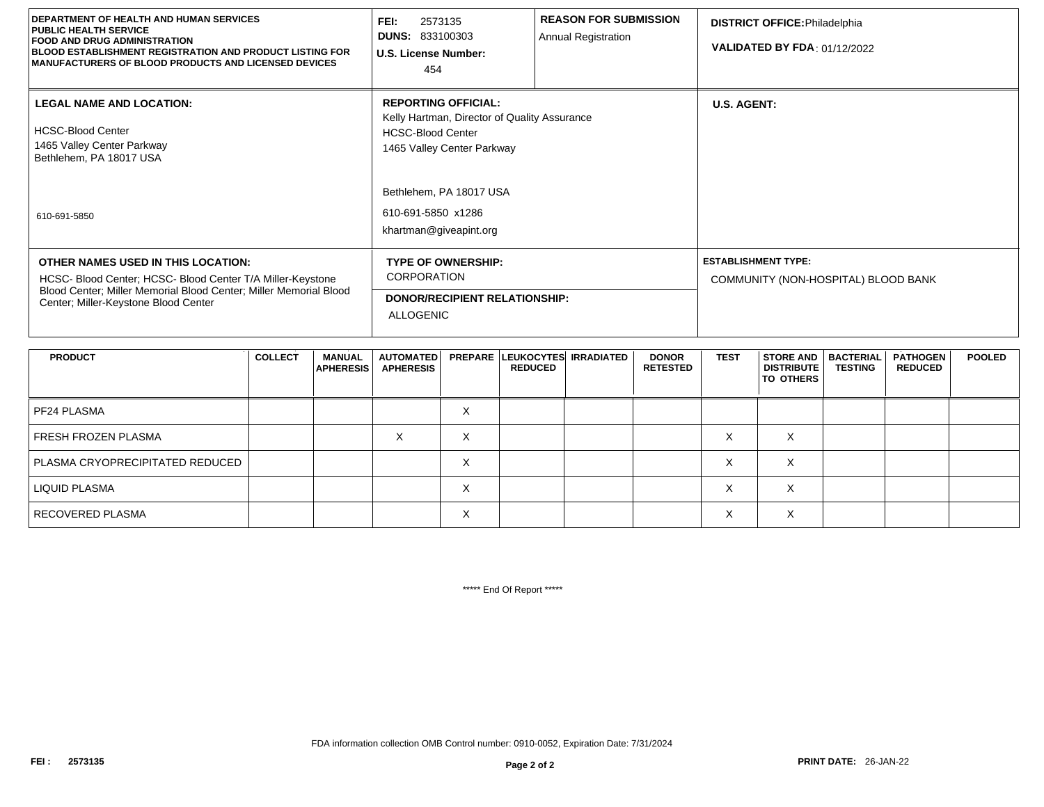**DEPARTMENT OF HEALTH AND HUMAN SERVICES**
**PUBLIC HEALTH SERVICE**
**FOOD AND DRUG ADMINISTRATION**
**BLOOD ESTABLISHMENT REGISTRATION AND PRODUCT LISTING FOR MANUFACTURERS OF BLOOD PRODUCTS AND LICENSED DEVICES**

**FEI:** 2573135
**DUNS:** 833100303
**U.S. License Number:** 454

**REASON FOR SUBMISSION**
Annual Registration

**DISTRICT OFFICE:** Philadelphia
**VALIDATED BY FDA:** 01/12/2022

**LEGAL NAME AND LOCATION:**
HCSC-Blood Center
1465 Valley Center Parkway
Bethlehem, PA 18017 USA

610-691-5850

**REPORTING OFFICIAL:**
Kelly Hartman, Director of Quality Assurance
HCSC-Blood Center
1465 Valley Center Parkway

Bethlehem, PA 18017 USA
610-691-5850 x1286
khartman@giveapint.org

**U.S. AGENT:**

**OTHER NAMES USED IN THIS LOCATION:**
HCSC- Blood Center; HCSC- Blood Center T/A Miller-Keystone Blood Center; Miller Memorial Blood Center; Miller Memorial Blood Center; Miller-Keystone Blood Center

**TYPE OF OWNERSHIP:**
CORPORATION

**DONOR/RECIPIENT RELATIONSHIP:**
ALLOGENIC

**ESTABLISHMENT TYPE:**
COMMUNITY (NON-HOSPITAL) BLOOD BANK

| PRODUCT | COLLECT | MANUAL APHERESIS | AUTOMATED APHERESIS | PREPARE | LEUKOCYTES REDUCED | IRRADIATED | DONOR RETESTED | TEST | STORE AND DISTRIBUTE TO OTHERS | BACTERIAL TESTING | PATHOGEN REDUCED | POOLED |
|---|---|---|---|---|---|---|---|---|---|---|---|---|
| PF24 PLASMA | | | | X | | | | | | | | |
| FRESH FROZEN PLASMA | | | X | X | | | | X | X | | | |
| PLASMA CRYOPRECIPITATED REDUCED | | | | X | | | | X | X | | | |
| LIQUID PLASMA | | | | X | | | | X | X | | | |
| RECOVERED PLASMA | | | | X | | | | X | X | | | |

***** End Of Report *****

FDA information collection OMB Control number: 0910-0052, Expiration Date: 7/31/2024

**FEI:** 2573135

**PRINT DATE:** 26-JAN-22